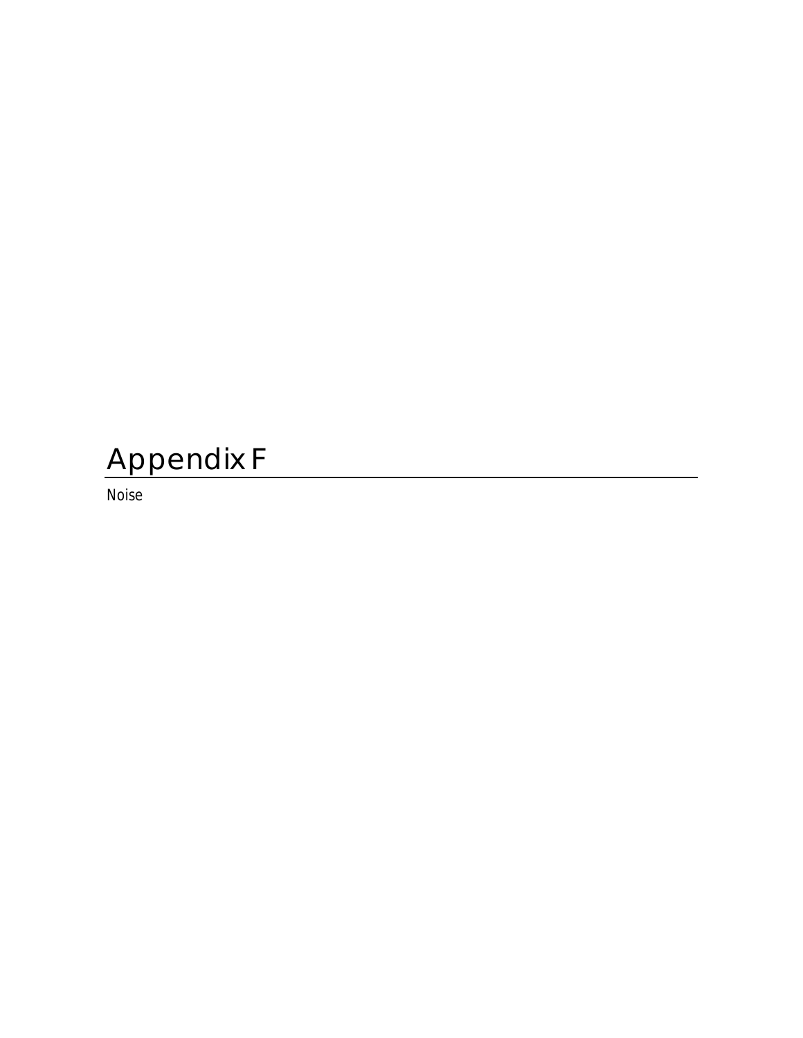# Appendix F

*Noise*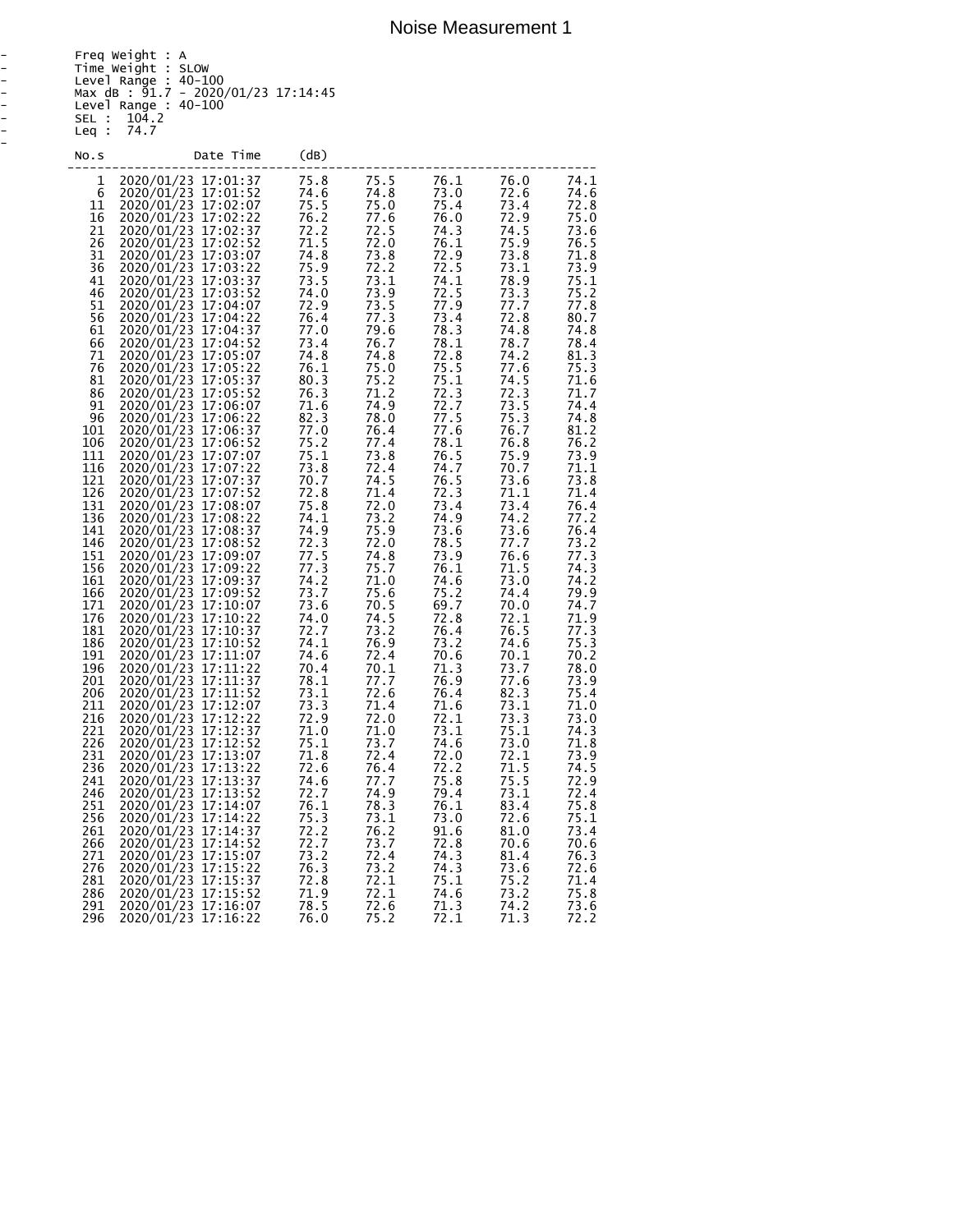# Noise Measurement 1

- Freq Weight : A
- Time Weight : SLOW
- Level Range : 40-100
- Max dB : 91.7 - 2020/01/23 17:14:45
- Level Range : 40-100
- SEL : 104.2
- Leq : 74.7

| No.s | Date Time | (dB) | | | | |
|---|---|---|---|---|---|---|
| 1 | 2020/01/23 17:01:37 | 75.8 | 75.5 | 76.1 | 76.0 | 74.1 |
| 6 | 2020/01/23 17:01:52 | 74.6 | 74.8 | 73.0 | 72.6 | 74.6 |
| 11 | 2020/01/23 17:02:07 | 75.5 | 75.0 | 75.4 | 73.4 | 72.8 |
| 16 | 2020/01/23 17:02:22 | 76.2 | 77.6 | 76.0 | 72.9 | 75.0 |
| 21 | 2020/01/23 17:02:37 | 72.2 | 72.5 | 74.3 | 74.5 | 73.6 |
| 26 | 2020/01/23 17:02:52 | 71.5 | 72.0 | 76.1 | 75.9 | 76.5 |
| 31 | 2020/01/23 17:03:07 | 74.8 | 73.8 | 72.9 | 73.8 | 71.8 |
| 36 | 2020/01/23 17:03:22 | 75.9 | 72.2 | 72.5 | 73.1 | 73.9 |
| 41 | 2020/01/23 17:03:37 | 73.5 | 73.1 | 74.1 | 78.9 | 75.1 |
| 46 | 2020/01/23 17:03:52 | 74.0 | 73.9 | 72.5 | 73.3 | 75.2 |
| 51 | 2020/01/23 17:04:07 | 72.9 | 73.5 | 77.9 | 77.7 | 77.8 |
| 56 | 2020/01/23 17:04:22 | 76.4 | 77.3 | 73.4 | 72.8 | 80.7 |
| 61 | 2020/01/23 17:04:37 | 77.0 | 79.6 | 78.3 | 74.8 | 74.8 |
| 66 | 2020/01/23 17:04:52 | 73.4 | 76.7 | 78.1 | 78.7 | 78.4 |
| 71 | 2020/01/23 17:05:07 | 74.8 | 74.8 | 72.8 | 74.2 | 81.3 |
| 76 | 2020/01/23 17:05:22 | 76.1 | 75.0 | 75.5 | 77.6 | 75.3 |
| 81 | 2020/01/23 17:05:37 | 80.3 | 75.2 | 75.1 | 74.5 | 71.6 |
| 86 | 2020/01/23 17:05:52 | 76.3 | 71.2 | 72.3 | 72.3 | 71.7 |
| 91 | 2020/01/23 17:06:07 | 71.6 | 74.9 | 72.7 | 73.5 | 74.4 |
| 96 | 2020/01/23 17:06:22 | 82.3 | 78.0 | 77.5 | 75.3 | 74.8 |
| 101 | 2020/01/23 17:06:37 | 77.0 | 76.4 | 77.6 | 76.7 | 81.2 |
| 106 | 2020/01/23 17:06:52 | 75.2 | 77.4 | 78.1 | 76.8 | 76.2 |
| 111 | 2020/01/23 17:07:07 | 75.1 | 73.8 | 76.5 | 75.9 | 73.9 |
| 116 | 2020/01/23 17:07:22 | 73.8 | 72.4 | 74.7 | 70.7 | 71.1 |
| 121 | 2020/01/23 17:07:37 | 70.7 | 74.5 | 76.5 | 73.6 | 73.8 |
| 126 | 2020/01/23 17:07:52 | 72.8 | 71.4 | 72.3 | 71.1 | 71.4 |
| 131 | 2020/01/23 17:08:07 | 75.8 | 72.0 | 73.4 | 73.4 | 76.4 |
| 136 | 2020/01/23 17:08:22 | 74.1 | 73.2 | 74.9 | 74.2 | 77.2 |
| 141 | 2020/01/23 17:08:37 | 74.9 | 75.9 | 73.6 | 73.6 | 76.4 |
| 146 | 2020/01/23 17:08:52 | 72.3 | 72.0 | 78.5 | 77.7 | 73.2 |
| 151 | 2020/01/23 17:09:07 | 77.5 | 74.8 | 73.9 | 76.6 | 77.3 |
| 156 | 2020/01/23 17:09:22 | 77.3 | 75.7 | 76.1 | 71.5 | 74.3 |
| 161 | 2020/01/23 17:09:37 | 74.2 | 71.0 | 74.6 | 73.0 | 74.2 |
| 166 | 2020/01/23 17:09:52 | 73.7 | 75.6 | 75.2 | 74.4 | 79.9 |
| 171 | 2020/01/23 17:10:07 | 73.6 | 70.5 | 69.7 | 70.0 | 74.7 |
| 176 | 2020/01/23 17:10:22 | 74.0 | 74.5 | 72.8 | 72.1 | 71.9 |
| 181 | 2020/01/23 17:10:37 | 72.7 | 73.2 | 76.4 | 76.5 | 77.3 |
| 186 | 2020/01/23 17:10:52 | 74.1 | 76.9 | 73.2 | 74.6 | 75.3 |
| 191 | 2020/01/23 17:11:07 | 74.6 | 72.4 | 70.6 | 70.1 | 70.2 |
| 196 | 2020/01/23 17:11:22 | 70.4 | 70.1 | 71.3 | 73.7 | 78.0 |
| 201 | 2020/01/23 17:11:37 | 78.1 | 77.7 | 76.9 | 77.6 | 73.9 |
| 206 | 2020/01/23 17:11:52 | 73.1 | 72.6 | 76.4 | 82.3 | 75.4 |
| 211 | 2020/01/23 17:12:07 | 73.3 | 71.4 | 71.6 | 73.1 | 71.0 |
| 216 | 2020/01/23 17:12:22 | 72.9 | 72.0 | 72.1 | 73.3 | 73.0 |
| 221 | 2020/01/23 17:12:37 | 71.0 | 71.0 | 73.1 | 75.1 | 74.3 |
| 226 | 2020/01/23 17:12:52 | 75.1 | 73.7 | 74.6 | 73.0 | 71.8 |
| 231 | 2020/01/23 17:13:07 | 71.8 | 72.4 | 72.0 | 72.1 | 73.9 |
| 236 | 2020/01/23 17:13:22 | 72.6 | 76.4 | 72.2 | 71.5 | 74.5 |
| 241 | 2020/01/23 17:13:37 | 74.6 | 77.7 | 75.8 | 75.5 | 72.9 |
| 246 | 2020/01/23 17:13:52 | 72.7 | 74.9 | 79.4 | 73.1 | 72.4 |
| 251 | 2020/01/23 17:14:07 | 76.1 | 78.3 | 76.1 | 83.4 | 75.8 |
| 256 | 2020/01/23 17:14:22 | 75.3 | 73.1 | 73.0 | 72.6 | 75.1 |
| 261 | 2020/01/23 17:14:37 | 72.2 | 76.2 | 91.6 | 81.0 | 73.4 |
| 266 | 2020/01/23 17:14:52 | 72.7 | 73.7 | 72.8 | 70.6 | 70.6 |
| 271 | 2020/01/23 17:15:07 | 73.2 | 72.4 | 74.3 | 81.4 | 76.3 |
| 276 | 2020/01/23 17:15:22 | 76.3 | 73.2 | 74.3 | 73.6 | 72.6 |
| 281 | 2020/01/23 17:15:37 | 72.8 | 72.1 | 75.1 | 75.2 | 71.4 |
| 286 | 2020/01/23 17:15:52 | 71.9 | 72.1 | 74.6 | 73.2 | 75.8 |
| 291 | 2020/01/23 17:16:07 | 78.5 | 72.6 | 71.3 | 74.2 | 73.6 |
| 296 | 2020/01/23 17:16:22 | 76.0 | 75.2 | 72.1 | 71.3 | 72.2 |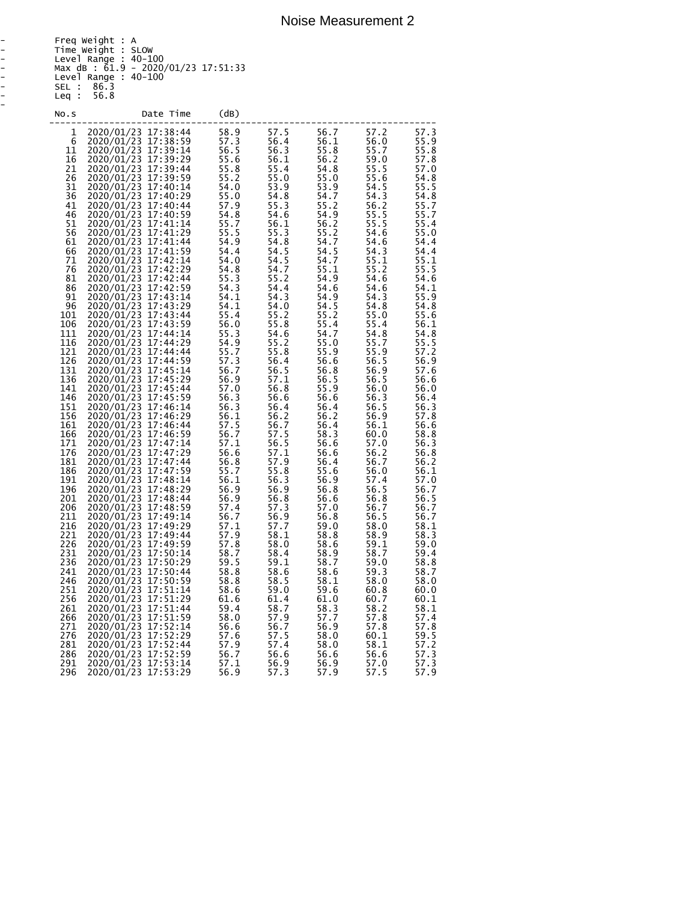# Noise Measurement 2

- Freq Weight : A
- Time Weight : SLOW
- Level Range : 40-100
- Max dB : 61.9 - 2020/01/23 17:51:33
- Level Range : 40-100
- SEL : 86.3
- Leq : 56.8

| No.s | Date Time | (dB) | | | | |
|---|---|---|---|---|---|---|
| 1 | 2020/01/23 17:38:44 | 58.9 | 57.5 | 56.7 | 57.2 | 57.3 |
| 6 | 2020/01/23 17:38:59 | 57.3 | 56.4 | 56.1 | 56.0 | 55.9 |
| 11 | 2020/01/23 17:39:14 | 56.5 | 56.3 | 55.8 | 55.7 | 55.8 |
| 16 | 2020/01/23 17:39:29 | 55.6 | 56.1 | 56.2 | 59.0 | 57.8 |
| 21 | 2020/01/23 17:39:44 | 55.8 | 55.4 | 54.8 | 55.5 | 57.0 |
| 26 | 2020/01/23 17:39:59 | 55.2 | 55.0 | 55.0 | 55.6 | 54.8 |
| 31 | 2020/01/23 17:40:14 | 54.0 | 53.9 | 53.9 | 54.5 | 55.5 |
| 36 | 2020/01/23 17:40:29 | 55.0 | 54.8 | 54.7 | 54.3 | 54.8 |
| 41 | 2020/01/23 17:40:44 | 57.9 | 55.3 | 55.2 | 56.2 | 55.7 |
| 46 | 2020/01/23 17:40:59 | 54.8 | 54.6 | 54.9 | 55.5 | 55.7 |
| 51 | 2020/01/23 17:41:14 | 55.7 | 56.1 | 56.2 | 55.5 | 55.4 |
| 56 | 2020/01/23 17:41:29 | 55.5 | 55.3 | 55.2 | 54.6 | 55.0 |
| 61 | 2020/01/23 17:41:44 | 54.9 | 54.8 | 54.7 | 54.6 | 54.4 |
| 66 | 2020/01/23 17:41:59 | 54.4 | 54.5 | 54.5 | 54.3 | 54.4 |
| 71 | 2020/01/23 17:42:14 | 54.0 | 54.5 | 54.7 | 55.1 | 55.1 |
| 76 | 2020/01/23 17:42:29 | 54.8 | 54.7 | 55.1 | 55.2 | 55.5 |
| 81 | 2020/01/23 17:42:44 | 55.3 | 55.2 | 54.9 | 54.6 | 54.6 |
| 86 | 2020/01/23 17:42:59 | 54.3 | 54.4 | 54.6 | 54.6 | 54.1 |
| 91 | 2020/01/23 17:43:14 | 54.1 | 54.3 | 54.9 | 54.3 | 55.9 |
| 96 | 2020/01/23 17:43:29 | 54.1 | 54.0 | 54.5 | 54.8 | 54.8 |
| 101 | 2020/01/23 17:43:44 | 55.4 | 55.2 | 55.2 | 55.0 | 55.6 |
| 106 | 2020/01/23 17:43:59 | 56.0 | 55.8 | 55.4 | 55.4 | 56.1 |
| 111 | 2020/01/23 17:44:14 | 55.3 | 54.6 | 54.7 | 54.8 | 54.8 |
| 116 | 2020/01/23 17:44:29 | 54.9 | 55.2 | 55.0 | 55.7 | 55.5 |
| 121 | 2020/01/23 17:44:44 | 55.7 | 55.8 | 55.9 | 55.9 | 57.2 |
| 126 | 2020/01/23 17:44:59 | 57.3 | 56.4 | 56.6 | 56.5 | 56.9 |
| 131 | 2020/01/23 17:45:14 | 56.7 | 56.5 | 56.8 | 56.9 | 57.6 |
| 136 | 2020/01/23 17:45:29 | 56.9 | 57.1 | 56.5 | 56.5 | 56.6 |
| 141 | 2020/01/23 17:45:44 | 57.0 | 56.8 | 55.9 | 56.0 | 56.0 |
| 146 | 2020/01/23 17:45:59 | 56.3 | 56.6 | 56.6 | 56.3 | 56.4 |
| 151 | 2020/01/23 17:46:14 | 56.3 | 56.4 | 56.4 | 56.5 | 56.3 |
| 156 | 2020/01/23 17:46:29 | 56.1 | 56.2 | 56.2 | 56.9 | 57.8 |
| 161 | 2020/01/23 17:46:44 | 57.5 | 56.7 | 56.4 | 56.1 | 56.6 |
| 166 | 2020/01/23 17:46:59 | 56.7 | 57.5 | 58.3 | 60.0 | 58.8 |
| 171 | 2020/01/23 17:47:14 | 57.1 | 56.5 | 56.6 | 57.0 | 56.3 |
| 176 | 2020/01/23 17:47:29 | 56.6 | 57.1 | 56.6 | 56.2 | 56.8 |
| 181 | 2020/01/23 17:47:44 | 56.8 | 57.9 | 56.4 | 56.7 | 56.2 |
| 186 | 2020/01/23 17:47:59 | 55.7 | 55.8 | 55.6 | 56.0 | 56.1 |
| 191 | 2020/01/23 17:48:14 | 56.1 | 56.3 | 56.9 | 57.4 | 57.0 |
| 196 | 2020/01/23 17:48:29 | 56.9 | 56.9 | 56.8 | 56.5 | 56.7 |
| 201 | 2020/01/23 17:48:44 | 56.9 | 56.8 | 56.6 | 56.8 | 56.5 |
| 206 | 2020/01/23 17:48:59 | 57.4 | 57.3 | 57.0 | 56.7 | 56.7 |
| 211 | 2020/01/23 17:49:14 | 56.7 | 56.9 | 56.8 | 56.5 | 56.7 |
| 216 | 2020/01/23 17:49:29 | 57.1 | 57.7 | 59.0 | 58.0 | 58.1 |
| 221 | 2020/01/23 17:49:44 | 57.9 | 58.1 | 58.8 | 58.9 | 58.3 |
| 226 | 2020/01/23 17:49:59 | 57.8 | 58.0 | 58.6 | 59.1 | 59.0 |
| 231 | 2020/01/23 17:50:14 | 58.7 | 58.4 | 58.9 | 58.7 | 59.4 |
| 236 | 2020/01/23 17:50:29 | 59.5 | 59.1 | 58.7 | 59.0 | 58.8 |
| 241 | 2020/01/23 17:50:44 | 58.8 | 58.6 | 58.6 | 59.3 | 58.7 |
| 246 | 2020/01/23 17:50:59 | 58.8 | 58.5 | 58.1 | 58.0 | 58.0 |
| 251 | 2020/01/23 17:51:14 | 58.6 | 59.0 | 59.6 | 60.8 | 60.0 |
| 256 | 2020/01/23 17:51:29 | 61.6 | 61.4 | 61.0 | 60.7 | 60.1 |
| 261 | 2020/01/23 17:51:44 | 59.4 | 58.7 | 58.3 | 58.2 | 58.1 |
| 266 | 2020/01/23 17:51:59 | 58.0 | 57.9 | 57.7 | 57.8 | 57.4 |
| 271 | 2020/01/23 17:52:14 | 56.6 | 56.7 | 56.9 | 57.8 | 57.8 |
| 276 | 2020/01/23 17:52:29 | 57.6 | 57.5 | 58.0 | 60.1 | 59.5 |
| 281 | 2020/01/23 17:52:44 | 57.9 | 57.4 | 58.0 | 58.1 | 57.2 |
| 286 | 2020/01/23 17:52:59 | 56.7 | 56.6 | 56.6 | 56.6 | 57.3 |
| 291 | 2020/01/23 17:53:14 | 57.1 | 56.9 | 56.9 | 57.0 | 57.3 |
| 296 | 2020/01/23 17:53:29 | 56.9 | 57.3 | 57.9 | 57.5 | 57.9 |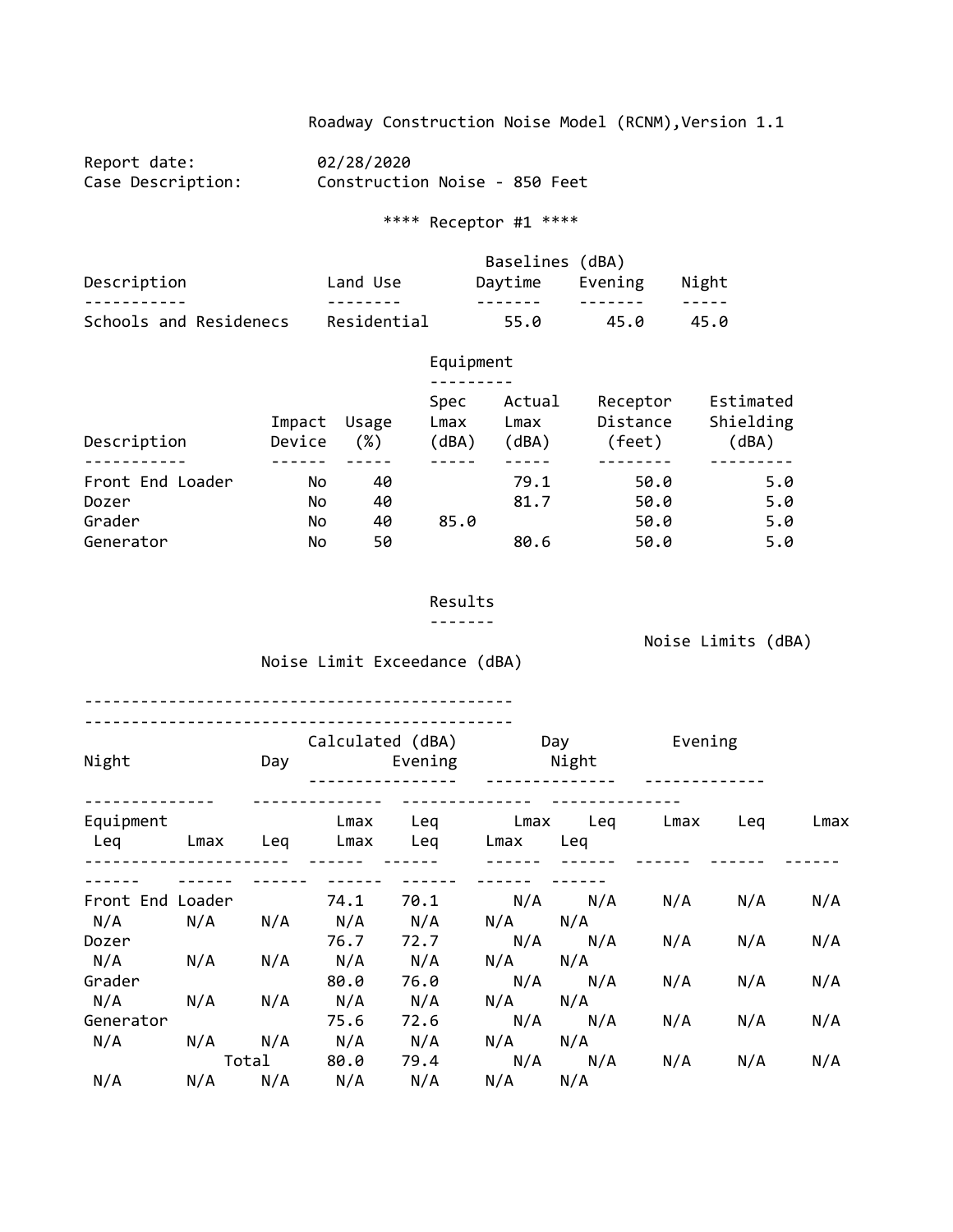Roadway Construction Noise Model (RCNM),Version 1.1

Report date: 02/28/2020
Case Description: Construction Noise - 850 Feet

**** Receptor #1 ****

| Description | Land Use | Baselines (dBA) Daytime | Evening | Night |
|---|---|---|---|---|
| Schools and Residenecs | Residential | 55.0 | 45.0 | 45.0 |

Equipment

| Description | Impact Device | Usage (%) | Spec Lmax (dBA) | Actual Lmax (dBA) | Receptor Distance (feet) | Estimated Shielding (dBA) |
|---|---|---|---|---|---|---|
| Front End Loader | No | 40 | | 79.1 | 50.0 | 5.0 |
| Dozer | No | 40 | | 81.7 | 50.0 | 5.0 |
| Grader | No | 40 | 85.0 | | 50.0 | 5.0 |
| Generator | No | 50 | | 80.6 | 50.0 | 5.0 |

Results

| | Calculated (dBA) | | Noise Limits (dBA) Day | | Evening | | Night | | Noise Limit Exceedance (dBA) Day | | Evening | | Night | |
|---|---|---|---|---|---|---|---|---|---|---|---|---|---|---|
| Equipment | Lmax | Leq | Lmax | Leq | Lmax | Leq | Lmax | Leq | Lmax | Leq | Lmax | Leq | Lmax | Leq |
| Front End Loader | 74.1 | 70.1 | N/A | N/A | N/A | N/A | N/A | N/A | N/A | N/A | N/A | N/A | N/A | N/A |
| Dozer | 76.7 | 72.7 | N/A | N/A | N/A | N/A | N/A | N/A | N/A | N/A | N/A | N/A | N/A | N/A |
| Grader | 80.0 | 76.0 | N/A | N/A | N/A | N/A | N/A | N/A | N/A | N/A | N/A | N/A | N/A | N/A |
| Generator | 75.6 | 72.6 | N/A | N/A | N/A | N/A | N/A | N/A | N/A | N/A | N/A | N/A | N/A | N/A |
| Total | 80.0 | 79.4 | N/A | N/A | N/A | N/A | N/A | N/A | N/A | N/A | N/A | N/A | N/A | N/A |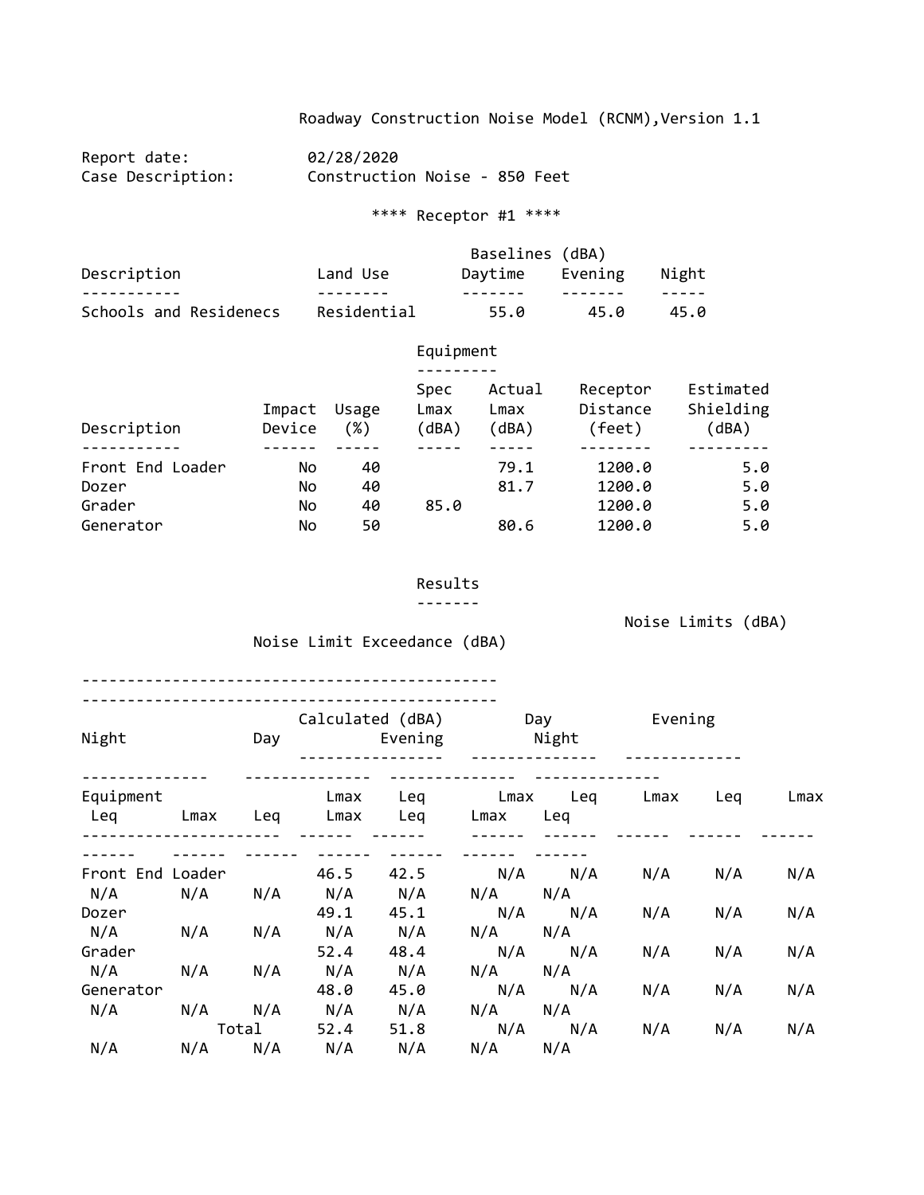Roadway Construction Noise Model (RCNM),Version 1.1

Report date: 02/28/2020
Case Description: Construction Noise - 850 Feet

**** Receptor #1 ****

| Description | Land Use | Baselines (dBA) Daytime | Evening | Night |
|---|---|---|---|---|
| Schools and Residenecs | Residential | 55.0 | 45.0 | 45.0 |

Equipment

| Description | Impact Device | Usage (%) | Spec Lmax (dBA) | Actual Lmax (dBA) | Receptor Distance (feet) | Estimated Shielding (dBA) |
|---|---|---|---|---|---|---|
| Front End Loader | No | 40 | | 79.1 | 1200.0 | 5.0 |
| Dozer | No | 40 | | 81.7 | 1200.0 | 5.0 |
| Grader | No | 40 | 85.0 | | 1200.0 | 5.0 |
| Generator | No | 50 | | 80.6 | 1200.0 | 5.0 |

Results

| | Calculated (dBA) | | Noise Limits (dBA) Day | | Evening | | Night | | Noise Limit Exceedance (dBA) Day | | Evening | | Night | |
|---|---|---|---|---|---|---|---|---|---|---|---|---|---|---|
| Equipment | Lmax | Leq | Lmax | Leq | Lmax | Leq | Lmax | Leq | Lmax | Leq | Lmax | Leq | Lmax | Leq |
| Front End Loader | 46.5 | 42.5 | N/A | N/A | N/A | N/A | N/A | N/A | N/A | N/A | N/A | N/A | N/A | N/A |
| Dozer | 49.1 | 45.1 | N/A | N/A | N/A | N/A | N/A | N/A | N/A | N/A | N/A | N/A | N/A | N/A |
| Grader | 52.4 | 48.4 | N/A | N/A | N/A | N/A | N/A | N/A | N/A | N/A | N/A | N/A | N/A | N/A |
| Generator | 48.0 | 45.0 | N/A | N/A | N/A | N/A | N/A | N/A | N/A | N/A | N/A | N/A | N/A | N/A |
| Total | 52.4 | 51.8 | N/A | N/A | N/A | N/A | N/A | N/A | N/A | N/A | N/A | N/A | N/A | N/A |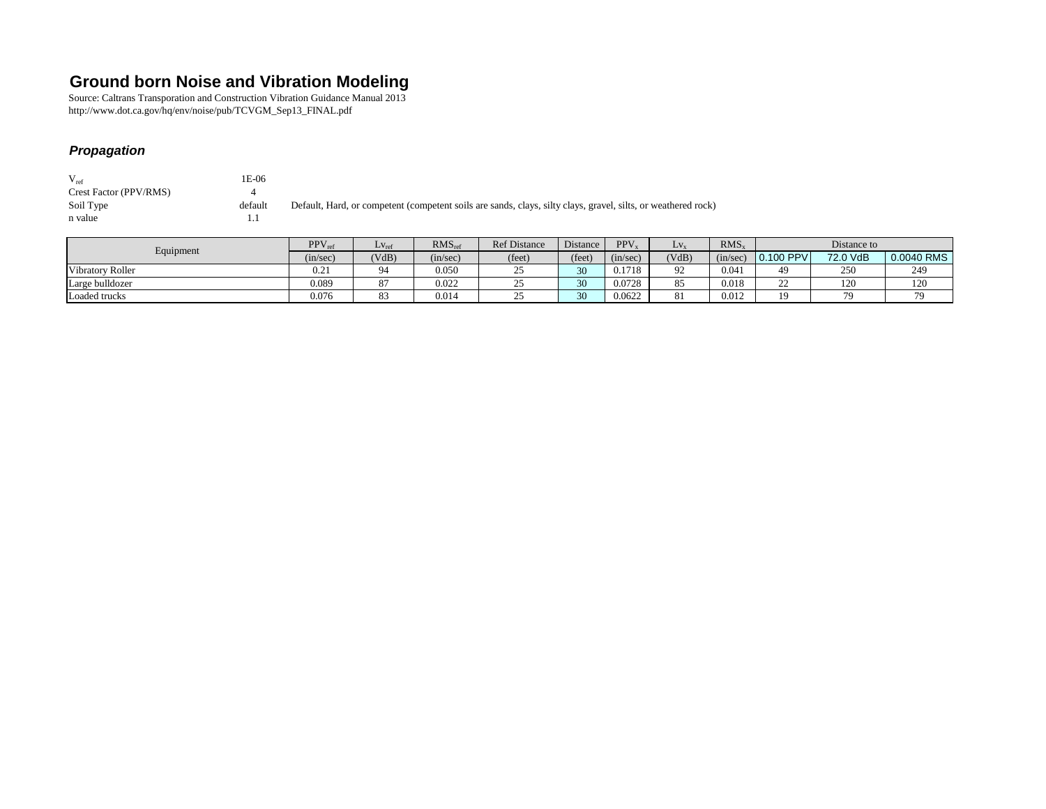# Ground born Noise and Vibration Modeling

Source: Caltrans Transporation and Construction Vibration Guidance Manual 2013
http://www.dot.ca.gov/hq/env/noise/pub/TCVGM_Sep13_FINAL.pdf

### *Propagation*

| | | |
|---|---|---|
| $V_{ref}$ | 1E-06 | |
| Crest Factor (PPV/RMS) | 4 | |
| Soil Type | default | Default, Hard, or competent (competent soils are sands, clays, silty clays, gravel, silts, or weathered rock) |
| n value | 1.1 | |

| Equipment | $PPV_{ref}$ | $Lv_{ref}$ | $RMS_{ref}$ | Ref Distance | Distance | $PPV_x$ | $Lv_x$ | $RMS_x$ | Distance to | | |
|---|---|---|---|---|---|---|---|---|---|---|---|
| | (in/sec) | (VdB) | (in/sec) | (feet) | (feet) | (in/sec) | (VdB) | (in/sec) | 0.100 PPV | 72.0 VdB | 0.0040 RMS |
| Vibratory Roller | 0.21 | 94 | 0.050 | 25 | 30 | 0.1718 | 92 | 0.041 | 49 | 250 | 249 |
| Large bulldozer | 0.089 | 87 | 0.022 | 25 | 30 | 0.0728 | 85 | 0.018 | 22 | 120 | 120 |
| Loaded trucks | 0.076 | 83 | 0.014 | 25 | 30 | 0.0622 | 81 | 0.012 | 19 | 79 | 79 |